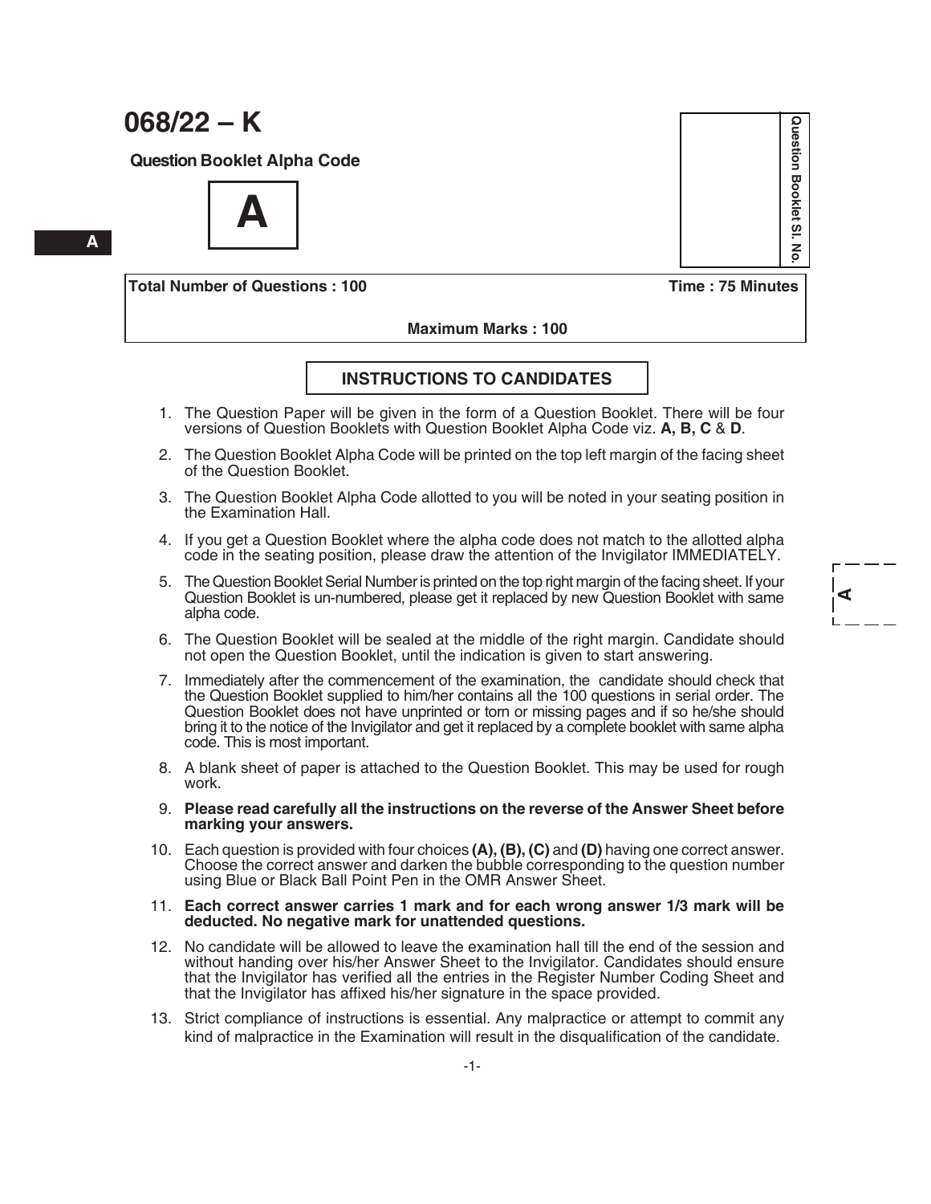# 068/22 – K

**Question Booklet Alpha Code**

**A**

**Question Booklet Sl. No.**

| **Total Number of Questions : 100** | **Time : 75 Minutes** |
|---|---|
| | **Maximum Marks : 100** |

## INSTRUCTIONS TO CANDIDATES

1. The Question Paper will be given in the form of a Question Booklet. There will be four versions of Question Booklets with Question Booklet Alpha Code viz. **A, B, C** & **D**.
2. The Question Booklet Alpha Code will be printed on the top left margin of the facing sheet of the Question Booklet.
3. The Question Booklet Alpha Code allotted to you will be noted in your seating position in the Examination Hall.
4. If you get a Question Booklet where the alpha code does not match to the allotted alpha code in the seating position, please draw the attention of the Invigilator IMMEDIATELY.
5. The Question Booklet Serial Number is printed on the top right margin of the facing sheet. If your Question Booklet is un-numbered, please get it replaced by new Question Booklet with same alpha code.
6. The Question Booklet will be sealed at the middle of the right margin. Candidate should not open the Question Booklet, until the indication is given to start answering.
7. Immediately after the commencement of the examination, the candidate should check that the Question Booklet supplied to him/her contains all the 100 questions in serial order. The Question Booklet does not have unprinted or torn or missing pages and if so he/she should bring it to the notice of the Invigilator and get it replaced by a complete booklet with same alpha code. This is most important.
8. A blank sheet of paper is attached to the Question Booklet. This may be used for rough work.
9. **Please read carefully all the instructions on the reverse of the Answer Sheet before marking your answers.**
10. Each question is provided with four choices **(A), (B), (C)** and **(D)** having one correct answer. Choose the correct answer and darken the bubble corresponding to the question number using Blue or Black Ball Point Pen in the OMR Answer Sheet.
11. **Each correct answer carries 1 mark and for each wrong answer 1/3 mark will be deducted. No negative mark for unattended questions.**
12. No candidate will be allowed to leave the examination hall till the end of the session and without handing over his/her Answer Sheet to the Invigilator. Candidates should ensure that the Invigilator has verified all the entries in the Register Number Coding Sheet and that the Invigilator has affixed his/her signature in the space provided.
13. Strict compliance of instructions is essential. Any malpractice or attempt to commit any kind of malpractice in the Examination will result in the disqualification of the candidate.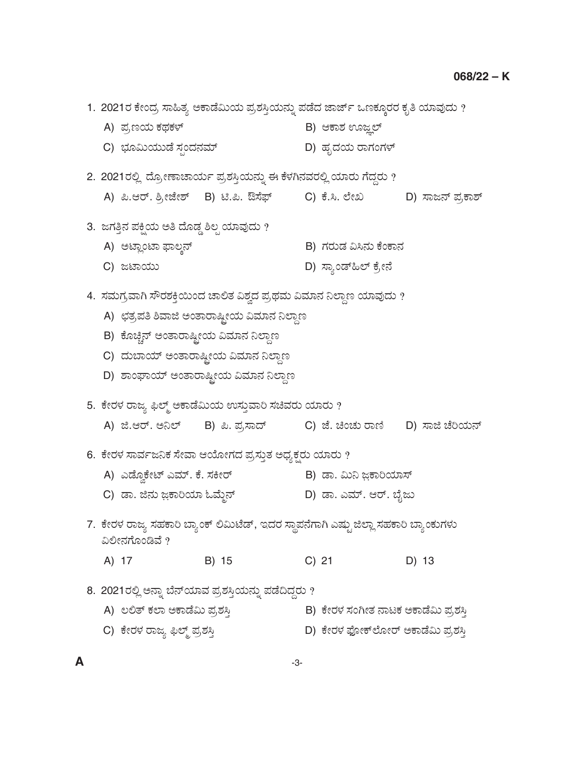1. 2021ರ ಕೇಂದ್ರ ಸಾಹಿತ್ಯ ಅಕಾಡೆಮಿಯ ಪ್ರಶಸ್ತಿಯನ್ನು ಪಡೆದ ಜಾರ್ಜ್ ಒಣಕ್ಕೂರರ ಕೃತಿ ಯಾವುದು ?

   A) ಪ್ರಣಯ ಕಥಕಳ್
   B) ಆಕಾಶ ಊಜ್ಜಲ್
   C) ಭೂಮಿಯುಡೆ ಸ್ಪಂದನಮ್
   D) ಹೃದಯ ರಾಗಂಗಳ್

2. 2021ರಲ್ಲಿ ದ್ರೋಣಾಚಾರ್ಯ ಪ್ರಶಸ್ತಿಯನ್ನು ಈ ಕೆಳಗಿನವರಲ್ಲಿ ಯಾರು ಗೆದ್ದರು ?

   A) ಪಿ.ಆರ್. ಶ್ರೀಜೇಶ್
   B) ಟಿ.ಪಿ. ಔಸೆಫ್
   C) ಕೆ.ಸಿ. ಲೇಖ
   D) ಸಾಜನ್ ಪ್ರಕಾಶ್

3. ಜಗತ್ತಿನ ಪಕ್ಷಿಯ ಅತಿ ದೊಡ್ಡ ಶಿಲ್ಪ ಯಾವುದು ?

   A) ಅಟ್ಲಾಂಟಾ ಫಾಲ್ಕನ್
   B) ಗರುಡ ವಿಸಿನು ಕೆಂಕಾನ
   C) ಜಟಾಯು
   D) ಸ್ಯಾಂಡ್‌ಹಿಲ್ ಕ್ರೇನೆ

4. ಸಮಗ್ರವಾಗಿ ಸೌರಶಕ್ತಿಯಿಂದ ಚಾಲಿತ ವಿಶ್ವದ ಪ್ರಥಮ ವಿಮಾನ ನಿಲ್ದಾಣ ಯಾವುದು ?

   A) ಛತ್ರಪತಿ ಶಿವಾಜಿ ಅಂತಾರಾಷ್ಟ್ರೀಯ ವಿಮಾನ ನಿಲ್ದಾಣ
   B) ಕೊಚ್ಚಿನ್ ಅಂತಾರಾಷ್ಟ್ರೀಯ ವಿಮಾನ ನಿಲ್ದಾಣ
   C) ದುಬಾಯ್ ಅಂತಾರಾಷ್ಟ್ರೀಯ ವಿಮಾನ ನಿಲ್ದಾಣ
   D) ಶಾಂಘಾಯ್ ಅಂತಾರಾಷ್ಟ್ರೀಯ ವಿಮಾನ ನಿಲ್ದಾಣ

5. ಕೇರಳ ರಾಜ್ಯ ಫಿಲ್ಮ್ ಅಕಾಡೆಮಿಯ ಉಸ್ತುವಾರಿ ಸಚಿವರು ಯಾರು ?

   A) ಜಿ.ಆರ್. ಅನಿಲ್
   B) ಪಿ. ಪ್ರಸಾದ್
   C) ಜೆ. ಚಿಂಚು ರಾಣಿ
   D) ಸಾಜಿ ಚೆರಿಯನ್

6. ಕೇರಳ ಸಾರ್ವಜನಿಕ ಸೇವಾ ಆಯೋಗದ ಪ್ರಸ್ತುತ ಅಧ್ಯಕ್ಷರು ಯಾರು ?

   A) ಎಡ್ವೊಕೇಟ್ ಎಮ್. ಕೆ. ಸಕೀರ್
   B) ಡಾ. ಮಿನಿ ಜ಼ಕಾರಿಯಾಸ್
   C) ಡಾ. ಜಿನು ಜ಼ಕಾರಿಯಾ ಓಮ್ಮೆನ್
   D) ಡಾ. ಎಮ್. ಆರ್. ಬೈಜು

7. ಕೇರಳ ರಾಜ್ಯ ಸಹಕಾರಿ ಬ್ಯಾಂಕ್ ಲಿಮಿಟೆಡ್, ಇದರ ಸ್ಥಾಪನೆಗಾಗಿ ಎಷ್ಟು ಜಿಲ್ಲಾ ಸಹಕಾರಿ ಬ್ಯಾಂಕುಗಳು ವಿಲೀನಗೊಂಡಿವೆ ?

   A) 17
   B) 15
   C) 21
   D) 13

8. 2021ರಲ್ಲಿ ಅನ್ನಾ ಬೆನ್‌ಯಾವ ಪ್ರಶಸ್ತಿಯನ್ನು ಪಡೆದಿದ್ದರು ?

   A) ಲಲಿತ್ ಕಲಾ ಅಕಾಡೆಮಿ ಪ್ರಶಸ್ತಿ
   B) ಕೇರಳ ಸಂಗೀತ ನಾಟಕ ಅಕಾಡೆಮಿ ಪ್ರಶಸ್ತಿ
   C) ಕೇರಳ ರಾಜ್ಯ ಫಿಲ್ಮ್ ಪ್ರಶಸ್ತಿ
   D) ಕೇರಳ ಫೋಕ್‌ಲೋರ್ ಅಕಾಡೆಮಿ ಪ್ರಶಸ್ತಿ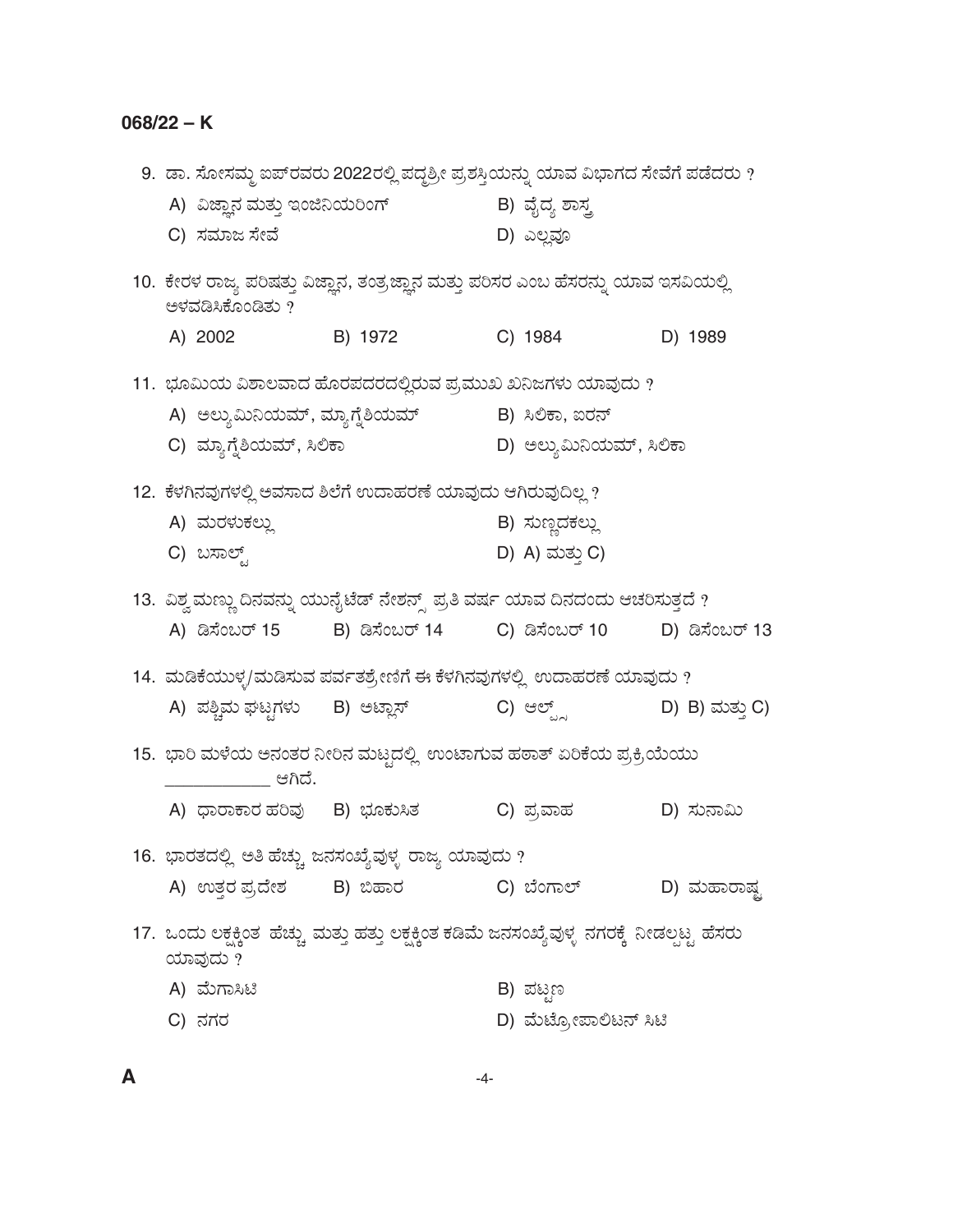9. ಡಾ. ಸೋಸಮ್ಮ ಐಪ್‌ರವರು 2022ರಲ್ಲಿ ಪದ್ಮಶ್ರೀ ಪ್ರಶಸ್ತಿಯನ್ನು ಯಾವ ವಿಭಾಗದ ಸೇವೆಗೆ ಪಡೆದರು ?

   A) ವಿಜ್ಞಾನ ಮತ್ತು ಇಂಜಿನಿಯರಿಂಗ್
   B) ವೈದ್ಯ ಶಾಸ್ತ್ರ
   C) ಸಮಾಜ ಸೇವೆ
   D) ಎಲ್ಲವೂ

10. ಕೇರಳ ರಾಜ್ಯ ಪರಿಷತ್ತು ವಿಜ್ಞಾನ, ತಂತ್ರಜ್ಞಾನ ಮತ್ತು ಪರಿಸರ ಎಂಬ ಹೆಸರನ್ನು ಯಾವ ಇಸವಿಯಲ್ಲಿ ಅಳವಡಿಸಿಕೊಂಡಿತು ?

    A) 2002
    B) 1972
    C) 1984
    D) 1989

11. ಭೂಮಿಯ ವಿಶಾಲವಾದ ಹೊರಪದರದಲ್ಲಿರುವ ಪ್ರಮುಖ ಖನಿಜಗಳು ಯಾವುದು ?

    A) ಅಲ್ಯುಮಿನಿಯಮ್, ಮ್ಯಾಗ್ನೆಶಿಯಮ್
    B) ಸಿಲಿಕಾ, ಐರನ್
    C) ಮ್ಯಾಗ್ನೆಶಿಯಮ್, ಸಿಲಿಕಾ
    D) ಅಲ್ಯುಮಿನಿಯಮ್, ಸಿಲಿಕಾ

12. ಕೆಳಗಿನವುಗಳಲ್ಲಿ ಅವಸಾದ ಶಿಲೆಗೆ ಉದಾಹರಣೆ ಯಾವುದು ಆಗಿರುವುದಿಲ್ಲ ?

    A) ಮರಳುಕಲ್ಲು
    B) ಸುಣ್ಣದಕಲ್ಲು
    C) ಬಸಾಲ್ಟ್
    D) A) ಮತ್ತು C)

13. ವಿಶ್ವ ಮಣ್ಣು ದಿನವನ್ನು ಯುನೈಟೆಡ್ ನೇಶನ್ಸ್ ಪ್ರತಿ ವರ್ಷ ಯಾವ ದಿನದಂದು ಆಚರಿಸುತ್ತದೆ ?

    A) ಡಿಸೆಂಬರ್ 15
    B) ಡಿಸೆಂಬರ್ 14
    C) ಡಿಸೆಂಬರ್ 10
    D) ಡಿಸೆಂಬರ್ 13

14. ಮಡಿಕೆಯುಳ್ಳ/ಮಡಿಸುವ ಪರ್ವತಶ್ರೇಣಿಗೆ ಈ ಕೆಳಗಿನವುಗಳಲ್ಲಿ ಉದಾಹರಣೆ ಯಾವುದು ?

    A) ಪಶ್ಚಿಮ ಘಟ್ಟಗಳು
    B) ಅಟ್ಲಾಸ್
    C) ಆಲ್ಪ್ಸ್
    D) B) ಮತ್ತು C)

15. ಭಾರಿ ಮಳೆಯ ಅನಂತರ ನೀರಿನ ಮಟ್ಟದಲ್ಲಿ ಉಂಟಾಗುವ ಹಠಾತ್ ಏರಿಕೆಯ ಪ್ರಕ್ರಿಯೆಯು ____________ ಆಗಿದೆ.

    A) ಧಾರಾಕಾರ ಹರಿವು
    B) ಭೂಕುಸಿತ
    C) ಪ್ರವಾಹ
    D) ಸುನಾಮಿ

16. ಭಾರತದಲ್ಲಿ ಅತಿ ಹೆಚ್ಚು ಜನಸಂಖ್ಯೆವುಳ್ಳ ರಾಜ್ಯ ಯಾವುದು ?

    A) ಉತ್ತರ ಪ್ರದೇಶ
    B) ಬಿಹಾರ
    C) ಬೆಂಗಾಲ್
    D) ಮಹಾರಾಷ್ಟ್ರ

17. ಒಂದು ಲಕ್ಷಕ್ಕಿಂತ ಹೆಚ್ಚು ಮತ್ತು ಹತ್ತು ಲಕ್ಷಕ್ಕಿಂತ ಕಡಿಮೆ ಜನಸಂಖ್ಯೆವುಳ್ಳ ನಗರಕ್ಕೆ ನೀಡಲ್ಪಟ್ಟ ಹೆಸರು ಯಾವುದು ?

    A) ಮೆಗಾಸಿಟಿ
    B) ಪಟ್ಟಣ
    C) ನಗರ
    D) ಮೆಟ್ರೋಪಾಲಿಟನ್ ಸಿಟಿ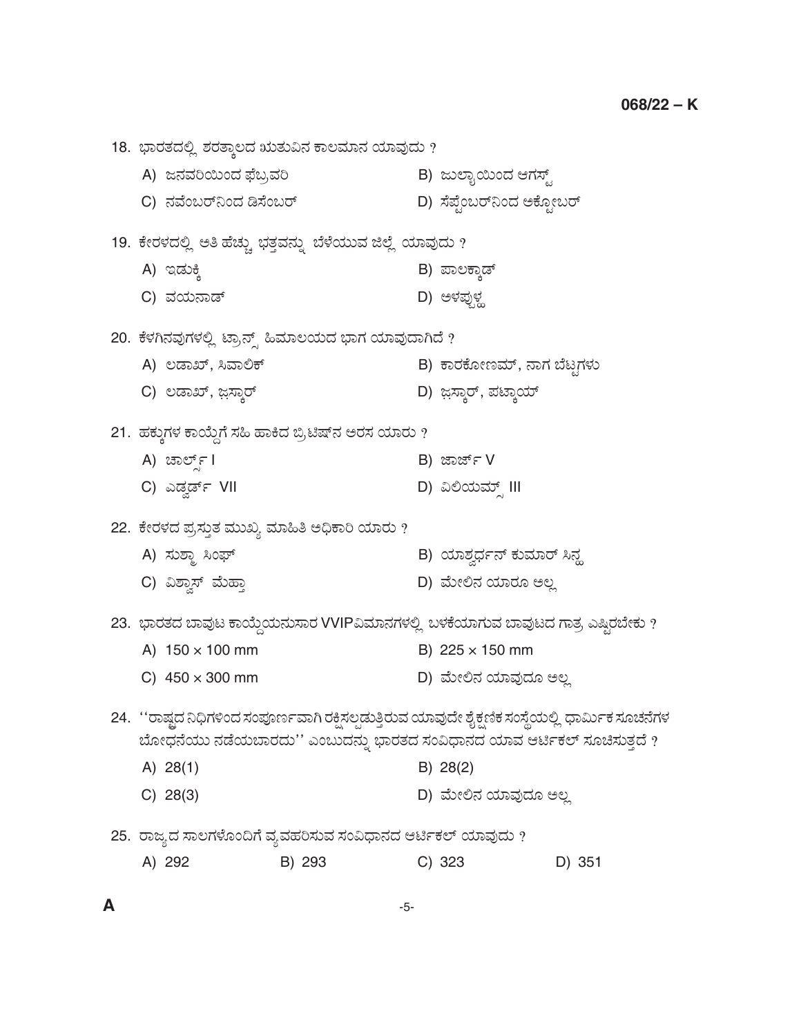18. ಭಾರತದಲ್ಲಿ ಶರತ್ಕಾಲದ ಋತುವಿನ ಕಾಲಮಾನ ಯಾವುದು ?

   A) ಜನವರಿಯಿಂದ ಫೆಬ್ರವರಿ
   B) ಜುಲೈಯಿಂದ ಆಗಸ್ಟ್
   C) ನವೆಂಬರ್‌ನಿಂದ ಡಿಸೆಂಬರ್
   D) ಸೆಪ್ಟೆಂಬರ್‌ನಿಂದ ಅಕ್ಟೋಬರ್

19. ಕೇರಳದಲ್ಲಿ ಅತಿ ಹೆಚ್ಚು ಭತ್ತವನ್ನು ಬೆಳೆಯುವ ಜಿಲ್ಲೆ ಯಾವುದು ?

   A) ಇಡುಕ್ಕಿ
   B) ಪಾಲಕ್ಕಾಡ್
   C) ವಯನಾಡ್
   D) ಆಳಪ್ಪುಳ

20. ಕೆಳಗಿನವುಗಳಲ್ಲಿ ಟ್ರಾನ್ಸ್ ಹಿಮಾಲಯದ ಭಾಗ ಯಾವುದಾಗಿದೆ ?

   A) ಲಡಾಖ್, ಸಿವಾಲಿಕ್
   B) ಕಾರಕೋಣಮ್, ನಾಗ ಬೆಟ್ಟಗಳು
   C) ಲಡಾಖ್, ಝಸ್ಕಾರ್
   D) ಝಸ್ಕಾರ್, ಪಟ್ಕಾಯ್

21. ಹಕ್ಕುಗಳ ಕಾಯ್ದೆಗೆ ಸಹಿ ಹಾಕಿದ ಬ್ರಿಟಿಷ್‌ನ ಅರಸ ಯಾರು ?

   A) ಚಾರ್ಲ್ಸ್ I
   B) ಜಾರ್ಜ್ V
   C) ಎಡ್ವರ್ಡ್ VII
   D) ವಿಲಿಯಮ್ಸ್ III

22. ಕೇರಳದ ಪ್ರಸ್ತುತ ಮುಖ್ಯ ಮಾಹಿತಿ ಅಧಿಕಾರಿ ಯಾರು ?

   A) ಸುಶ್ಮಾ ಸಿಂಘ್
   B) ಯಾಶ್ವರ್ಧನ್ ಕುಮಾರ್ ಸಿನ್ಹ
   C) ವಿಶ್ವಾಸ್ ಮೆಹ್ತಾ
   D) ಮೇಲಿನ ಯಾರೂ ಅಲ್ಲ

23. ಭಾರತದ ಬಾವುಟ ಕಾಯ್ದೆಯನುಸಾರ VVIPವಿಮಾನಗಳಲ್ಲಿ ಬಳಕೆಯಾಗುವ ಬಾವುಟದ ಗಾತ್ರ ಎಷ್ಟಿರಬೇಕು ?

   A) 150 × 100 mm
   B) 225 × 150 mm
   C) 450 × 300 mm
   D) ಮೇಲಿನ ಯಾವುದೂ ಅಲ್ಲ

24. ''ರಾಷ್ಟ್ರದ ನಿಧಿಗಳಿಂದ ಸಂಪೂರ್ಣವಾಗಿ ರಕ್ಷಿಸಲ್ಪಡುತ್ತಿರುವ ಯಾವುದೇ ಶೈಕ್ಷಣಿಕ ಸಂಸ್ಥೆಯಲ್ಲಿ ಧಾರ್ಮಿಕ ಸೂಚನೆಗಳ ಬೋಧನೆಯು ನಡೆಯಬಾರದು'' ಎಂಬುದನ್ನು ಭಾರತದ ಸಂವಿಧಾನದ ಯಾವ ಆರ್ಟಿಕಲ್ ಸೂಚಿಸುತ್ತದೆ ?

   A) 28(1)
   B) 28(2)
   C) 28(3)
   D) ಮೇಲಿನ ಯಾವುದೂ ಅಲ್ಲ

25. ರಾಜ್ಯದ ಸಾಲಗಳೊಂದಿಗೆ ವ್ಯವಹರಿಸುವ ಸಂವಿಧಾನದ ಆರ್ಟಿಕಲ್ ಯಾವುದು ?

   A) 292
   B) 293
   C) 323
   D) 351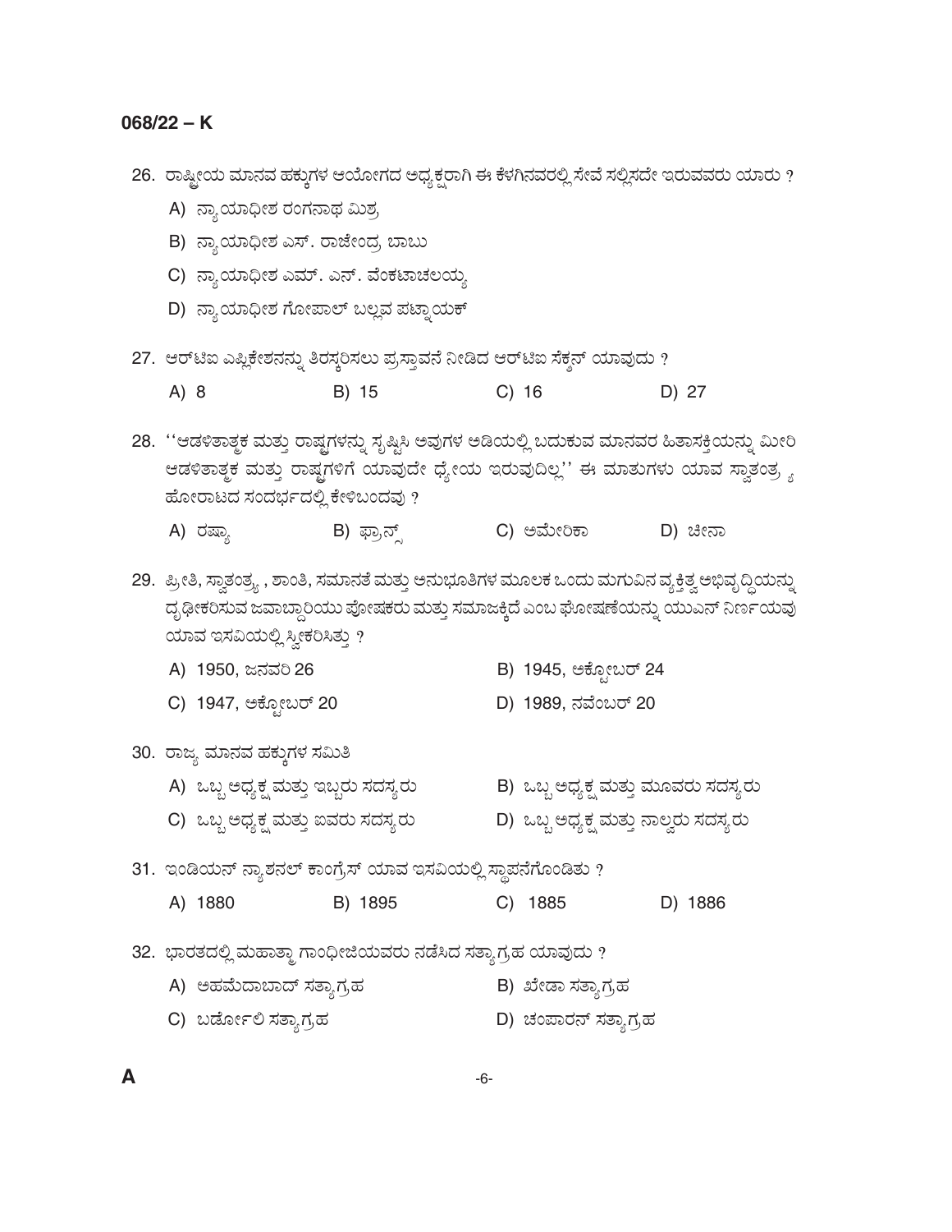26. ರಾಷ್ಟ್ರೀಯ ಮಾನವ ಹಕ್ಕುಗಳ ಆಯೋಗದ ಅಧ್ಯಕ್ಷರಾಗಿ ಈ ಕೆಳಗಿನವರಲ್ಲಿ ಸೇವೆ ಸಲ್ಲಿಸದೇ ಇರುವವರು ಯಾರು ?

    A) ನ್ಯಾಯಾಧೀಶ ರಂಗನಾಥ ಮಿಶ್ರ

    B) ನ್ಯಾಯಾಧೀಶ ಎಸ್. ರಾಜೇಂದ್ರ ಬಾಬು

    C) ನ್ಯಾಯಾಧೀಶ ಎಮ್. ಎನ್. ವೆಂಕಟಾಚಲಯ್ಯ

    D) ನ್ಯಾಯಾಧೀಶ ಗೋಪಾಲ್ ಬಲ್ಲವ ಪಟ್ನಾಯಕ್

27. ಆರ್‌ಟಿಐ ಎಪ್ಲಿಕೇಶನನ್ನು ತಿರಸ್ಕರಿಸಲು ಪ್ರಸ್ತಾವನೆ ನೀಡಿದ ಆರ್‌ಟಿಐ ಸೆಕ್ಷನ್ ಯಾವುದು ?

    A) 8 B) 15 C) 16 D) 27

28. ''ಆಡಳಿತಾತ್ಮಕ ಮತ್ತು ರಾಷ್ಟ್ರಗಳನ್ನು ಸೃಷ್ಟಿಸಿ ಅವುಗಳ ಅಡಿಯಲ್ಲಿ ಬದುಕುವ ಮಾನವರ ಹಿತಾಸಕ್ತಿಯನ್ನು ಮೀರಿ ಆಡಳಿತಾತ್ಮಕ ಮತ್ತು ರಾಷ್ಟ್ರಗಳಿಗೆ ಯಾವುದೇ ಧ್ಯೇಯ ಇರುವುದಿಲ್ಲ'' ಈ ಮಾತುಗಳು ಯಾವ ಸ್ವಾತಂತ್ರ್ಯ ಹೋರಾಟದ ಸಂದರ್ಭದಲ್ಲಿ ಕೇಳಿಬಂದವು ?

    A) ರಷ್ಯಾ B) ಫ್ರಾನ್ಸ್ C) ಅಮೇರಿಕಾ D) ಚೀನಾ

29. ಪ್ರೀತಿ, ಸ್ವಾತಂತ್ರ್ಯ , ಶಾಂತಿ, ಸಮಾನತೆ ಮತ್ತು ಅನುಭೂತಿಗಳ ಮೂಲಕ ಒಂದು ಮಗುವಿನ ವ್ಯಕ್ತಿತ್ವ ಅಭಿವೃದ್ಧಿಯನ್ನು ದೃಢೀಕರಿಸುವ ಜವಾಬ್ದಾರಿಯು ಪೋಷಕರು ಮತ್ತು ಸಮಾಜಕ್ಕಿದೆ ಎಂಬ ಘೋಷಣೆಯನ್ನು ಯುಎನ್ ನಿರ್ಣಯವು ಯಾವ ಇಸವಿಯಲ್ಲಿ ಸ್ವೀಕರಿಸಿತ್ತು ?

    A) 1950, ಜನವರಿ 26 B) 1945, ಅಕ್ಟೋಬರ್ 24

    C) 1947, ಅಕ್ಟೋಬರ್ 20 D) 1989, ನವೆಂಬರ್ 20

30. ರಾಜ್ಯ ಮಾನವ ಹಕ್ಕುಗಳ ಸಮಿತಿ

    A) ಒಬ್ಬ ಅಧ್ಯಕ್ಷ ಮತ್ತು ಇಬ್ಬರು ಸದಸ್ಯರು B) ಒಬ್ಬ ಅಧ್ಯಕ್ಷ ಮತ್ತು ಮೂವರು ಸದಸ್ಯರು

    C) ಒಬ್ಬ ಅಧ್ಯಕ್ಷ ಮತ್ತು ಐವರು ಸದಸ್ಯರು D) ಒಬ್ಬ ಅಧ್ಯಕ್ಷ ಮತ್ತು ನಾಲ್ವರು ಸದಸ್ಯರು

31. ಇಂಡಿಯನ್ ನ್ಯಾಶನಲ್ ಕಾಂಗ್ರೆಸ್ ಯಾವ ಇಸವಿಯಲ್ಲಿ ಸ್ಥಾಪನೆಗೊಂಡಿತು ?

    A) 1880 B) 1895 C) 1885 D) 1886

32. ಭಾರತದಲ್ಲಿ ಮಹಾತ್ಮಾ ಗಾಂಧೀಜಿಯವರು ನಡೆಸಿದ ಸತ್ಯಾಗ್ರಹ ಯಾವುದು ?

    A) ಅಹಮೆದಾಬಾದ್ ಸತ್ಯಾಗ್ರಹ B) ಖೇಡಾ ಸತ್ಯಾಗ್ರಹ

    C) ಬರ್ಡೋಲಿ ಸತ್ಯಾಗ್ರಹ D) ಚಂಪಾರನ್ ಸತ್ಯಾಗ್ರಹ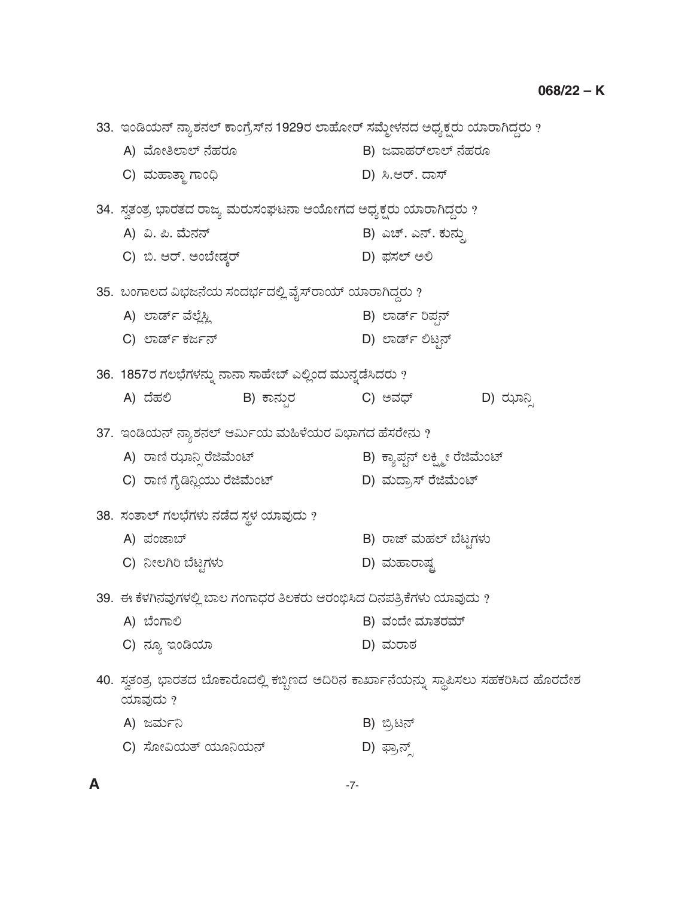33. ಇಂಡಿಯನ್ ನ್ಯಾಶನಲ್ ಕಾಂಗ್ರೆಸ್‌ನ 1929ರ ಲಾಹೋರ್ ಸಮ್ಮೇಳನದ ಅಧ್ಯಕ್ಷರು ಯಾರಾಗಿದ್ದರು ?

A) ಮೋತಿಲಾಲ್ ನೆಹರೂ
B) ಜವಾಹರ್‌ಲಾಲ್ ನೆಹರೂ
C) ಮಹಾತ್ಮಾ ಗಾಂಧಿ
D) ಸಿ.ಆರ್. ದಾಸ್

34. ಸ್ವತಂತ್ರ ಭಾರತದ ರಾಜ್ಯ ಮರುಸಂಘಟನಾ ಆಯೋಗದ ಅಧ್ಯಕ್ಷರು ಯಾರಾಗಿದ್ದರು ?

A) ವಿ. ಪಿ. ಮೆನನ್
B) ಎಚ್. ಎನ್. ಕುನ್ರು
C) ಬಿ. ಆರ್. ಅಂಬೇಡ್ಕರ್
D) ಫಸಲ್ ಅಲಿ

35. ಬಂಗಾಲದ ವಿಭಜನೆಯ ಸಂದರ್ಭದಲ್ಲಿ ವೈಸ್‌ರಾಯ್ ಯಾರಾಗಿದ್ದರು ?

A) ಲಾರ್ಡ್ ವೆಲ್ಲೆಸ್ಲಿ
B) ಲಾರ್ಡ್ ರಿಪ್ಪನ್
C) ಲಾರ್ಡ್ ಕರ್ಜನ್
D) ಲಾರ್ಡ್ ಲಿಟ್ಟನ್

36. 1857ರ ಗಲಭೆಗಳನ್ನು ನಾನಾ ಸಾಹೇಬ್ ಎಲ್ಲಿಂದ ಮುನ್ನಡೆಸಿದರು ?

A) ದೆಹಲಿ
B) ಕಾನ್ಪುರ
C) ಅವಧ್
D) ಝಾನ್ಸಿ

37. ಇಂಡಿಯನ್ ನ್ಯಾಶನಲ್ ಆರ್ಮಿಯ ಮಹಿಳೆಯರ ವಿಭಾಗದ ಹೆಸರೇನು ?

A) ರಾಣಿ ಝಾನ್ಸಿ ರೆಜಿಮೆಂಟ್
B) ಕ್ಯಾಪ್ಟನ್ ಲಕ್ಷ್ಮೀ ರೆಜಿಮೆಂಟ್
C) ರಾಣಿ ಗೈಡಿನ್ಲಿಯು ರೆಜಿಮೆಂಟ್
D) ಮದ್ರಾಸ್ ರೆಜಿಮೆಂಟ್

38. ಸಂತಾಲ್ ಗಲಭೆಗಳು ನಡೆದ ಸ್ಥಳ ಯಾವುದು ?

A) ಪಂಜಾಬ್
B) ರಾಜ್ ಮಹಲ್ ಬೆಟ್ಟಗಳು
C) ನೀಲಗಿರಿ ಬೆಟ್ಟಗಳು
D) ಮಹಾರಾಷ್ಟ್ರ

39. ಈ ಕೆಳಗಿನವುಗಳಲ್ಲಿ ಬಾಲ ಗಂಗಾಧರ ತಿಲಕರು ಆರಂಭಿಸಿದ ದಿನಪತ್ರಿಕೆಗಳು ಯಾವುದು ?

A) ಬೆಂಗಾಲಿ
B) ವಂದೇ ಮಾತರಮ್
C) ನ್ಯೂ ಇಂಡಿಯಾ
D) ಮರಾಠ

40. ಸ್ವತಂತ್ರ ಭಾರತದ ಬೊಕಾರೊದಲ್ಲಿ ಕಬ್ಬಿಣದ ಅದಿರಿನ ಕಾರ್ಖಾನೆಯನ್ನು ಸ್ಥಾಪಿಸಲು ಸಹಕರಿಸಿದ ಹೊರದೇಶ ಯಾವುದು ?

A) ಜರ್ಮನಿ
B) ಬ್ರಿಟನ್
C) ಸೋವಿಯತ್ ಯೂನಿಯನ್
D) ಫ್ರಾನ್ಸ್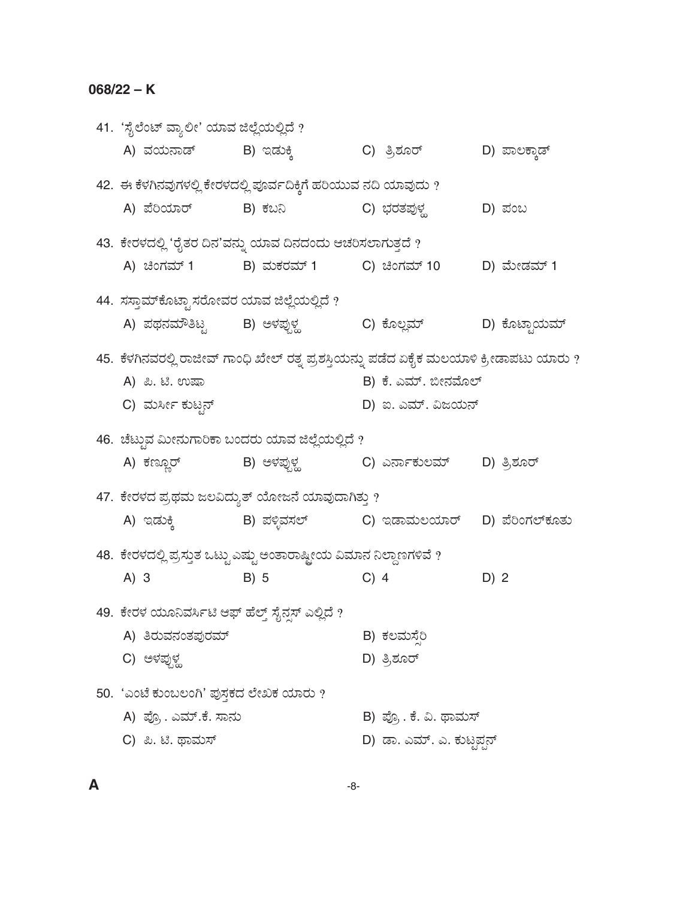**068/22 – K**

41. 'ಸೈಲೆಂಟ್ ವ್ಯಾಲೀ' ಯಾವ ಜಿಲ್ಲೆಯಲ್ಲಿದೆ ?

    A) ವಯನಾಡ್ B) ಇಡುಕ್ಕಿ C) ತ್ರಿಶೂರ್ D) ಪಾಲಕ್ಕಾಡ್

42. ಈ ಕೆಳಗಿನವುಗಳಲ್ಲಿ ಕೇರಳದಲ್ಲಿ ಪೂರ್ವದಿಕ್ಕಿಗೆ ಹರಿಯುವ ನದಿ ಯಾವುದು ?

    A) ಪೆರಿಯಾರ್ B) ಕಬನಿ C) ಭರತಪುಳ್ಳ D) ಪಂಬ

43. ಕೇರಳದಲ್ಲಿ 'ರೈತರ ದಿನ'ವನ್ನು ಯಾವ ದಿನದಂದು ಆಚರಿಸಲಾಗುತ್ತದೆ ?

    A) ಚಿಂಗಮ್ 1 B) ಮಕರಮ್ 1 C) ಚಿಂಗಮ್ 10 D) ಮೇಡಮ್ 1

44. ಸಸ್ತಾಮ್‌ಕೊಟ್ಟಾ ಸರೋವರ ಯಾವ ಜಿಲ್ಲೆಯಲ್ಲಿದೆ ?

    A) ಪಥನಮ್‌ತಿಟ್ಟ B) ಆಳಪ್ಪುಳ್ಳ C) ಕೊಲ್ಲಮ್ D) ಕೊಟ್ಟಾಯಮ್

45. ಕೆಳಗಿನವರಲ್ಲಿ ರಾಜೀವ್ ಗಾಂಧಿ ಖೇಲ್ ರತ್ನ ಪ್ರಶಸ್ತಿಯನ್ನು ಪಡೆದ ಏಕೈಕ ಮಲಯಾಳಿ ಕ್ರೀಡಾಪಟು ಯಾರು ?

    A) ಪಿ. ಟಿ. ಉಷಾ
    B) ಕೆ. ಎಮ್. ಬೀನಮೊಲ್
    C) ಮರ್ಸೀ ಕುಟ್ಟನ್
    D) ಐ. ಎಮ್. ವಿಜಯನ್

46. ಚೆಟ್ಟುವ ಮೀನುಗಾರಿಕಾ ಬಂದರು ಯಾವ ಜಿಲ್ಲೆಯಲ್ಲಿದೆ ?

    A) ಕಣ್ಣೂರ್ B) ಆಳಪ್ಪುಳ್ಳ C) ಎರ್ನಾಕುಲಮ್ D) ತ್ರಿಶೂರ್

47. ಕೇರಳದ ಪ್ರಥಮ ಜಲವಿದ್ಯುತ್ ಯೋಜನೆ ಯಾವುದಾಗಿತ್ತು ?

    A) ಇಡುಕ್ಕಿ B) ಪಳ್ಳಿವಸಲ್ C) ಇಡಾಮಲಯಾರ್ D) ಪೆರಿಂಗಲ್‌ಕೂತು

48. ಕೇರಳದಲ್ಲಿ ಪ್ರಸ್ತುತ ಒಟ್ಟು ಎಷ್ಟು ಅಂತಾರಾಷ್ಟ್ರೀಯ ವಿಮಾನ ನಿಲ್ದಾಣಗಳಿವೆ ?

    A) 3 B) 5 C) 4 D) 2

49. ಕೇರಳ ಯೂನಿವರ್ಸಿಟಿ ಆಫ್ ಹೆಲ್ತ್ ಸೈನ್ಸಸ್ ಎಲ್ಲಿದೆ ?

    A) ತಿರುವನಂತಪುರಮ್
    B) ಕಲಮಸ್ಸೆರಿ
    C) ಆಳಪ್ಪುಳ್ಳ
    D) ತ್ರಿಶೂರ್

50. 'ಎಂಟೆ ಕುಂಬಲಂಗಿ' ಪುಸ್ತಕದ ಲೇಖಕ ಯಾರು ?

    A) ಪ್ರೊ . ಎಮ್.ಕೆ. ಸಾನು
    B) ಪ್ರೊ . ಕೆ. ವಿ. ಥಾಮಸ್
    C) ಪಿ. ಟಿ. ಥಾಮಸ್
    D) ಡಾ. ಎಮ್. ಎ. ಕುಟ್ಟಪ್ಪನ್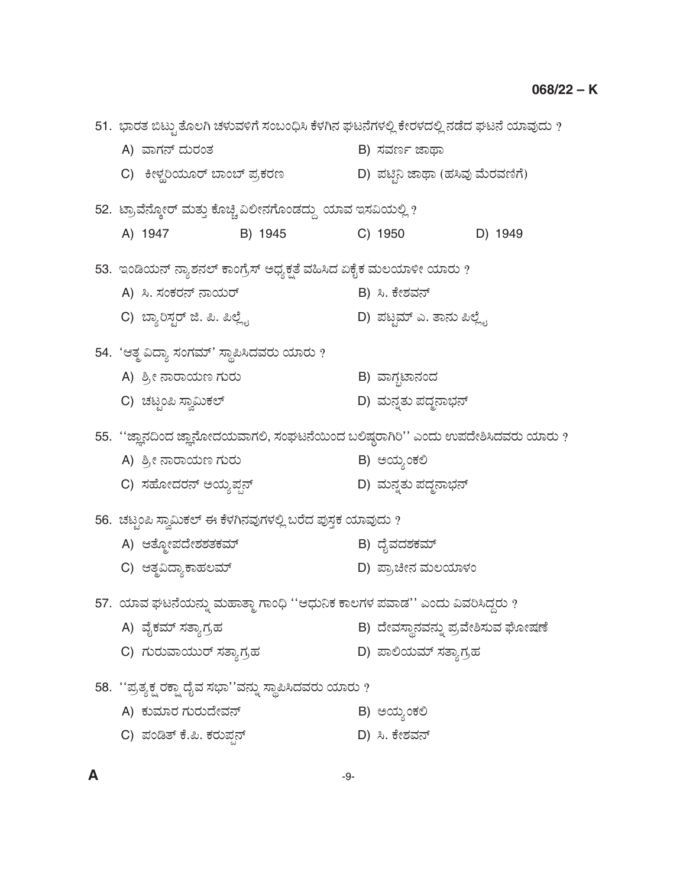51. ಭಾರತ ಬಿಟ್ಟು ತೊಲಗಿ ಚಳುವಳಿಗೆ ಸಂಬಂಧಿಸಿ ಕೆಳಗಿನ ಘಟನೆಗಳಲ್ಲಿ ಕೇರಳದಲ್ಲಿ ನಡೆದ ಘಟನೆ ಯಾವುದು ?

A) ವಾಗನ್ ದುರಂತ

B) ಸವರ್ಣ ಜಾಥಾ

C) ಕೀಳ್ಳರಿಯೂರ್ ಬಾಂಬ್ ಪ್ರಕರಣ

D) ಪಟ್ಟಿನಿ ಜಾಥಾ (ಹಸಿವು ಮೆರವಣಿಗೆ)

52. ಟ್ರಾವೆನ್ಕೋರ್ ಮತ್ತು ಕೊಚ್ಚಿ ವಿಲೀನಗೊಂಡದ್ದು ಯಾವ ಇಸವಿಯಲ್ಲಿ ?

A) 1947

B) 1945

C) 1950

D) 1949

53. ಇಂಡಿಯನ್ ನ್ಯಾಶನಲ್ ಕಾಂಗ್ರೆಸ್ ಅಧ್ಯಕ್ಷತೆ ವಹಿಸಿದ ಏಕೈಕ ಮಲಯಾಳೀ ಯಾರು ?

A) ಸಿ. ಸಂಕರನ್ ನಾಯರ್

B) ಸಿ. ಕೇಶವನ್

C) ಬ್ಯಾರಿಸ್ಟರ್ ಜಿ. ಪಿ. ಪಿಳ್ಳೈ

D) ಪಟ್ಟಮ್ ಎ. ತಾನು ಪಿಳ್ಳೈ

54. 'ಆತ್ಮ ವಿದ್ಯಾ ಸಂಗಮ್' ಸ್ಥಾಪಿಸಿದವರು ಯಾರು ?

A) ಶ್ರೀ ನಾರಾಯಣ ಗುರು

B) ವಾಗ್ಭಟಾನಂದ

C) ಚಟ್ಟಂಪಿ ಸ್ವಾಮಿಕಲ್

D) ಮನ್ನತು ಪದ್ಮನಾಭನ್

55. ''ಜ್ಞಾನದಿಂದ ಜ್ಞಾನೋದಯವಾಗಲಿ, ಸಂಘಟನೆಯಿಂದ ಬಲಿಷ್ಠರಾಗಿರಿ'' ಎಂದು ಉಪದೇಶಿಸಿದವರು ಯಾರು ?

A) ಶ್ರೀ ನಾರಾಯಣ ಗುರು

B) ಅಯ್ಯಂಕಲಿ

C) ಸಹೋದರನ್ ಅಯ್ಯಪ್ಪನ್

D) ಮನ್ನತು ಪದ್ಮನಾಭನ್

56. ಚಟ್ಟಂಪಿ ಸ್ವಾಮಿಕಲ್ ಈ ಕೆಳಗಿನವುಗಳಲ್ಲಿ ಬರೆದ ಪುಸ್ತಕ ಯಾವುದು ?

A) ಆತ್ಮೋಪದೇಶಶತಕಮ್

B) ದೈವದಶಕಮ್

C) ಆತ್ಮವಿದ್ಯಾಕಾಹಲಮ್

D) ಪ್ರಾಚೀನ ಮಲಯಾಳಂ

57. ಯಾವ ಘಟನೆಯನ್ನು ಮಹಾತ್ಮಾ ಗಾಂಧಿ ''ಆಧುನಿಕ ಕಾಲಗಳ ಪವಾಡ'' ಎಂದು ವಿವರಿಸಿದ್ದರು ?

A) ವೈಕಮ್ ಸತ್ಯಾಗ್ರಹ

B) ದೇವಸ್ಥಾನವನ್ನು ಪ್ರವೇಶಿಸುವ ಘೋಷಣೆ

C) ಗುರುವಾಯುರ್ ಸತ್ಯಾಗ್ರಹ

D) ಪಾಲಿಯಮ್ ಸತ್ಯಾಗ್ರಹ

58. ''ಪ್ರತ್ಯಕ್ಷ ರಕ್ಷಾ ದೈವ ಸಭಾ''ವನ್ನು ಸ್ಥಾಪಿಸಿದವರು ಯಾರು ?

A) ಕುಮಾರ ಗುರುದೇವನ್

B) ಅಯ್ಯಂಕಲಿ

C) ಪಂಡಿತ್ ಕೆ.ಪಿ. ಕರುಪ್ಪನ್

D) ಸಿ. ಕೇಶವನ್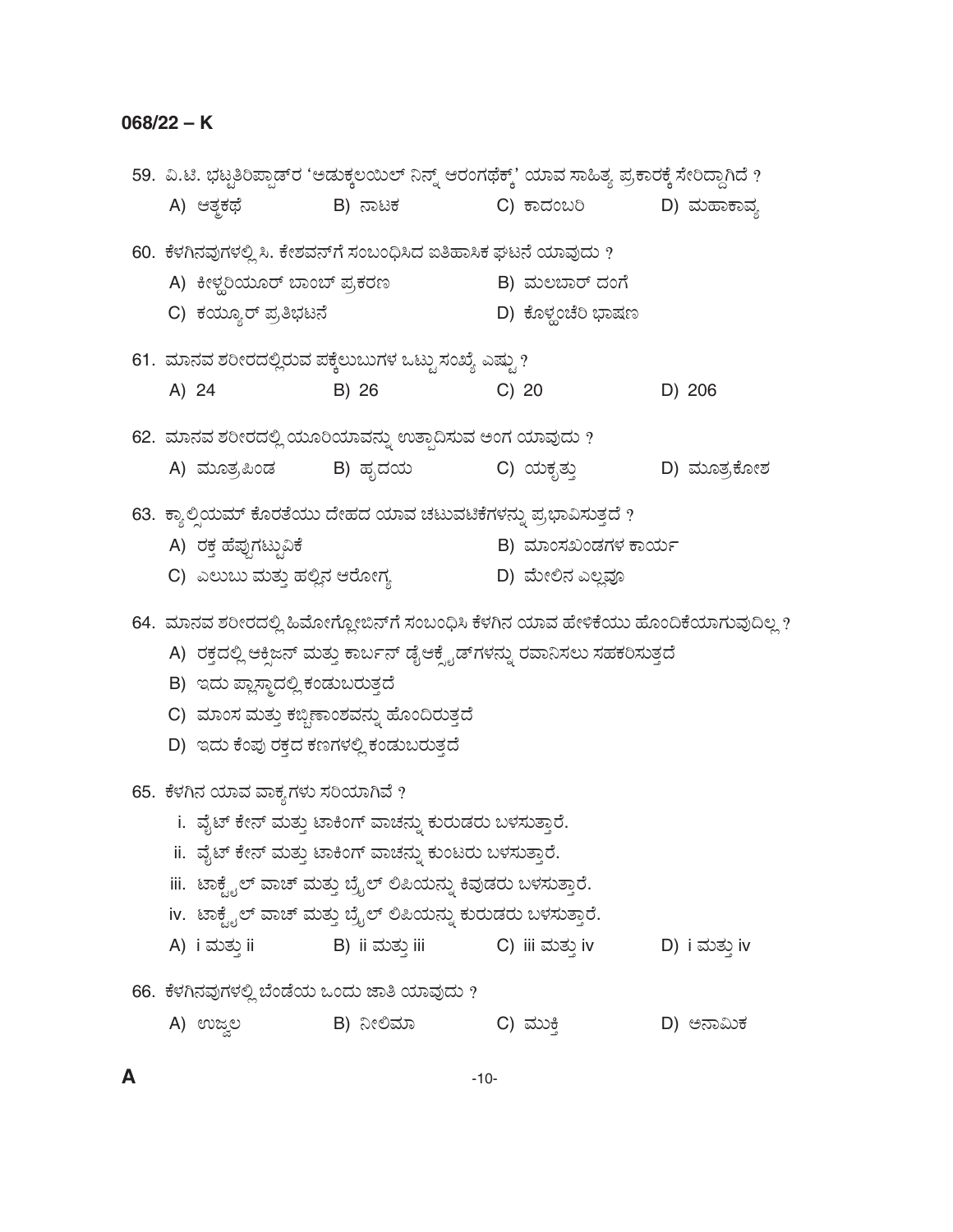59. ವಿ.ಟಿ. ಭಟ್ಟತಿರಿಪ್ಪಾಡ್‌ರ 'ಅಡುಕ್ಕಲಯಿಲ್ ನಿನ್ನ್ ಆರಂಗಥೆಕ್ಕ್' ಯಾವ ಸಾಹಿತ್ಯ ಪ್ರಕಾರಕ್ಕೆ ಸೇರಿದ್ದಾಗಿದೆ ?

A) ಆತ್ಮಕಥೆ
B) ನಾಟಕ
C) ಕಾದಂಬರಿ
D) ಮಹಾಕಾವ್ಯ

60. ಕೆಳಗಿನವುಗಳಲ್ಲಿ ಸಿ. ಕೇಶವನ್‌ಗೆ ಸಂಬಂಧಿಸಿದ ಐತಿಹಾಸಿಕ ಘಟನೆ ಯಾವುದು ?

A) ಕೀಳ್ಥರಿಯೂರ್ ಬಾಂಬ್ ಪ್ರಕರಣ
B) ಮಲಬಾರ್ ದಂಗೆ
C) ಕಯ್ಯೂರ್ ಪ್ರತಿಭಟನೆ
D) ಕೊಳ್ಳಂಚೆರಿ ಭಾಷಣ

61. ಮಾನವ ಶರೀರದಲ್ಲಿರುವ ಪಕ್ಕೆಲುಬುಗಳ ಒಟ್ಟು ಸಂಖ್ಯೆ ಎಷ್ಟು ?

A) 24
B) 26
C) 20
D) 206

62. ಮಾನವ ಶರೀರದಲ್ಲಿ ಯೂರಿಯಾವನ್ನು ಉತ್ಪಾದಿಸುವ ಅಂಗ ಯಾವುದು ?

A) ಮೂತ್ರಪಿಂಡ
B) ಹೃದಯ
C) ಯಕೃತ್ತು
D) ಮೂತ್ರಕೋಶ

63. ಕ್ಯಾಲ್ಸಿಯಮ್ ಕೊರತೆಯು ದೇಹದ ಯಾವ ಚಟುವಟಿಕೆಗಳನ್ನು ಪ್ರಭಾವಿಸುತ್ತದೆ ?

A) ರಕ್ತ ಹೆಪ್ಪುಗಟ್ಟುವಿಕೆ
B) ಮಾಂಸಖಂಡಗಳ ಕಾರ್ಯ
C) ಎಲುಬು ಮತ್ತು ಹಲ್ಲಿನ ಆರೋಗ್ಯ
D) ಮೇಲಿನ ಎಲ್ಲವೂ

64. ಮಾನವ ಶರೀರದಲ್ಲಿ ಹಿಮೋಗ್ಲೋಬಿನ್‌ಗೆ ಸಂಬಂಧಿಸಿ ಕೆಳಗಿನ ಯಾವ ಹೇಳಿಕೆಯು ಹೊಂದಿಕೆಯಾಗುವುದಿಲ್ಲ ?

A) ರಕ್ತದಲ್ಲಿ ಆಕ್ಸಿಜನ್ ಮತ್ತು ಕಾರ್ಬನ್ ಡೈಆಕ್ಸೈಡ್‌ಗಳನ್ನು ರವಾನಿಸಲು ಸಹಕರಿಸುತ್ತದೆ
B) ಇದು ಪ್ಲಾಸ್ಮಾದಲ್ಲಿ ಕಂಡುಬರುತ್ತದೆ
C) ಮಾಂಸ ಮತ್ತು ಕಬ್ಬಿಣಾಂಶವನ್ನು ಹೊಂದಿರುತ್ತದೆ
D) ಇದು ಕೆಂಪು ರಕ್ತದ ಕಣಗಳಲ್ಲಿ ಕಂಡುಬರುತ್ತದೆ

65. ಕೆಳಗಿನ ಯಾವ ವಾಕ್ಯಗಳು ಸರಿಯಾಗಿವೆ ?

i. ವೈಟ್ ಕೇನ್ ಮತ್ತು ಟಾಕಿಂಗ್ ವಾಚನ್ನು ಕುರುಡರು ಬಳಸುತ್ತಾರೆ.
ii. ವೈಟ್ ಕೇನ್ ಮತ್ತು ಟಾಕಿಂಗ್ ವಾಚನ್ನು ಕುಂಟರು ಬಳಸುತ್ತಾರೆ.
iii. ಟಾಕ್ಟೈಲ್ ವಾಚ್ ಮತ್ತು ಬ್ರೈಲ್ ಲಿಪಿಯನ್ನು ಕಿವುಡರು ಬಳಸುತ್ತಾರೆ.
iv. ಟಾಕ್ಟೈಲ್ ವಾಚ್ ಮತ್ತು ಬ್ರೈಲ್ ಲಿಪಿಯನ್ನು ಕುರುಡರು ಬಳಸುತ್ತಾರೆ.

A) i ಮತ್ತು ii
B) ii ಮತ್ತು iii
C) iii ಮತ್ತು iv
D) i ಮತ್ತು iv

66. ಕೆಳಗಿನವುಗಳಲ್ಲಿ ಬೆಂಡೆಯ ಒಂದು ಜಾತಿ ಯಾವುದು ?

A) ಉಜ್ವಲ
B) ನೀಲಿಮಾ
C) ಮುಕ್ತಿ
D) ಅನಾಮಿಕ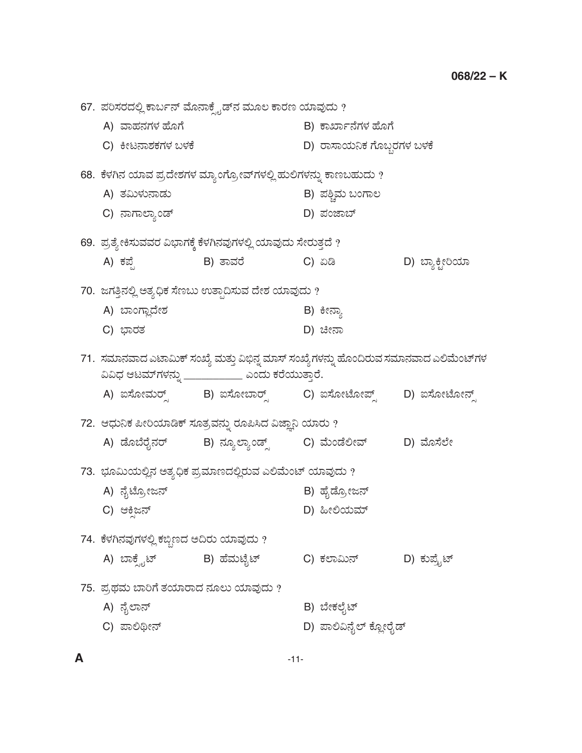67. ಪರಿಸರದಲ್ಲಿ ಕಾರ್ಬನ್ ಮೊನಾಕ್ಸೈಡ್‌ನ ಮೂಲ ಕಾರಣ ಯಾವುದು ?

A) ವಾಹನಗಳ ಹೊಗೆ
B) ಕಾರ್ಖಾನೆಗಳ ಹೊಗೆ
C) ಕೀಟನಾಶಕಗಳ ಬಳಕೆ
D) ರಾಸಾಯನಿಕ ಗೊಬ್ಬರಗಳ ಬಳಕೆ

68. ಕೆಳಗಿನ ಯಾವ ಪ್ರದೇಶಗಳ ಮ್ಯಾಂಗ್ರೋವ್‌ಗಳಲ್ಲಿ ಹುಲಿಗಳನ್ನು ಕಾಣಬಹುದು ?

A) ತಮಿಳುನಾಡು
B) ಪಶ್ಚಿಮ ಬಂಗಾಲ
C) ನಾಗಾಲ್ಯಾಂಡ್
D) ಪಂಜಾಬ್

69. ಪ್ರತ್ಯೇಕಿಸುವವರ ವಿಭಾಗಕ್ಕೆ ಕೆಳಗಿನವುಗಳಲ್ಲಿ ಯಾವುದು ಸೇರುತ್ತದೆ ?

A) ಕಪ್ಪೆ
B) ತಾವರೆ
C) ಏಡಿ
D) ಬ್ಯಾಕ್ಟೀರಿಯಾ

70. ಜಗತ್ತಿನಲ್ಲಿ ಅತ್ಯಧಿಕ ಸೆಣಬು ಉತ್ಪಾದಿಸುವ ದೇಶ ಯಾವುದು ?

A) ಬಾಂಗ್ಲಾದೇಶ
B) ಕೀನ್ಯಾ
C) ಭಾರತ
D) ಚೀನಾ

71. ಸಮಾನವಾದ ಎಟಾಮಿಕ್ ಸಂಖ್ಯೆ ಮತ್ತು ವಿಭಿನ್ನ ಮಾಸ್ ಸಂಖ್ಯೆಗಳನ್ನು ಹೊಂದಿರುವ ಸಮಾನವಾದ ಎಲಿಮೆಂಟ್‌ಗಳ ವಿವಿಧ ಆಟಮ್‌ಗಳನ್ನು ___________ ಎಂದು ಕರೆಯುತ್ತಾರೆ.

A) ಐಸೋಮರ್ಸ್
B) ಐಸೋಬಾರ್ಸ್
C) ಐಸೋಟೋಪ್ಸ್
D) ಐಸೋಟೋನ್ಸ್

72. ಆಧುನಿಕ ಪೀರಿಯಾಡಿಕ್ ಸೂತ್ರವನ್ನು ರೂಪಿಸಿದ ವಿಜ್ಞಾನಿ ಯಾರು ?

A) ಡೊಬೆರೈನರ್
B) ನ್ಯೂಲ್ಯಾಂಡ್ಸ್
C) ಮೆಂಡೆಲೀವ್
D) ಮೊಸೆಲೇ

73. ಭೂಮಿಯಲ್ಲಿನ ಅತ್ಯಧಿಕ ಪ್ರಮಾಣದಲ್ಲಿರುವ ಎಲಿಮೆಂಟ್ ಯಾವುದು ?

A) ನೈಟ್ರೋಜನ್
B) ಹೈಡ್ರೋಜನ್
C) ಆಕ್ಸಿಜನ್
D) ಹೀಲಿಯಮ್

74. ಕೆಳಗಿನವುಗಳಲ್ಲಿ ಕಬ್ಬಿಣದ ಅದಿರು ಯಾವುದು ?

A) ಬಾಕ್ಸೈಟ್
B) ಹೆಮಟೈಟ್
C) ಕಲಾಮಿನ್
D) ಕುಪ್ರೈಟ್

75. ಪ್ರಥಮ ಬಾರಿಗೆ ತಯಾರಾದ ನೂಲು ಯಾವುದು ?

A) ನೈಲಾನ್
B) ಬೇಕಲೈಟ್
C) ಪಾಲಿಥೀನ್
D) ಪಾಲಿವಿನೈಲ್ ಕ್ಲೋರೈಡ್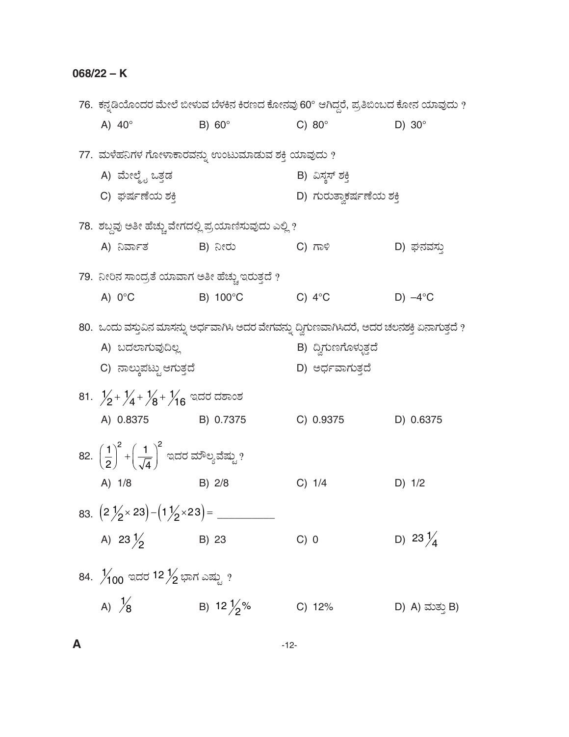76. ಕನ್ನಡಿಯೊಂದರ ಮೇಲೆ ಬೀಳುವ ಬೆಳಕಿನ ಕಿರಣದ ಕೋನವು 60° ಆಗಿದ್ದರೆ, ಪ್ರತಿಬಿಂಬದ ಕೋನ ಯಾವುದು ?

A) 40° B) 60° C) 80° D) 30°

77. ಮಳೆಹನಿಗಳ ಗೋಳಾಕಾರವನ್ನು ಉಂಟುಮಾಡುವ ಶಕ್ತಿ ಯಾವುದು ?

A) ಮೇಲ್ಮೈ ಒತ್ತಡ

B) ವಿಸ್ಕಸ್ ಶಕ್ತಿ

C) ಘರ್ಷಣೆಯ ಶಕ್ತಿ

D) ಗುರುತ್ವಾಕರ್ಷಣೆಯ ಶಕ್ತಿ

78. ಶಬ್ದವು ಅತೀ ಹೆಚ್ಚು ವೇಗದಲ್ಲಿ ಪ್ರಯಾಣಿಸುವುದು ಎಲ್ಲಿ ?

A) ನಿರ್ವಾತ B) ನೀರು C) ಗಾಳಿ D) ಘನವಸ್ತು

79. ನೀರಿನ ಸಾಂದ್ರತೆ ಯಾವಾಗ ಅತೀ ಹೆಚ್ಚು ಇರುತ್ತದೆ ?

A) 0°C B) 100°C C) 4°C D) –4°C

80. ಒಂದು ವಸ್ತುವಿನ ಮಾಸನ್ನು ಅರ್ಧವಾಗಿಸಿ ಅದರ ವೇಗವನ್ನು ದ್ವಿಗುಣವಾಗಿಸಿದರೆ, ಅದರ ಚಲನಶಕ್ತಿ ಏನಾಗುತ್ತದೆ ?

A) ಬದಲಾಗುವುದಿಲ್ಲ

B) ದ್ವಿಗುಣಗೊಳ್ಳುತ್ತದೆ

C) ನಾಲ್ಕುಪಟ್ಟು ಆಗುತ್ತದೆ

D) ಅರ್ಧವಾಗುತ್ತದೆ

81. $\frac{1}{2} + \frac{1}{4} + \frac{1}{8} + \frac{1}{16}$ ಇದರ ದಶಾಂಶ

A) 0.8375 B) 0.7375 C) 0.9375 D) 0.6375

82. $\left(\frac{1}{2}\right)^2 + \left(\frac{1}{\sqrt{4}}\right)^2$ ಇದರ ಮೌಲ್ಯವೆಷ್ಟು ?

A) 1/8 B) 2/8 C) 1/4 D) 1/2

83. $\left(2\frac{1}{2} \times 23\right) - \left(1\frac{1}{2} \times 23\right) =$ __________

A) $23\frac{1}{2}$ B) 23 C) 0 D) $23\frac{1}{4}$

84. $\frac{1}{100}$ ಇದರ $12\frac{1}{2}$ ಭಾಗ ಎಷ್ಟು ?

A) $\frac{1}{8}$ B) $12\frac{1}{2}\%$ C) 12% D) A) ಮತ್ತು B)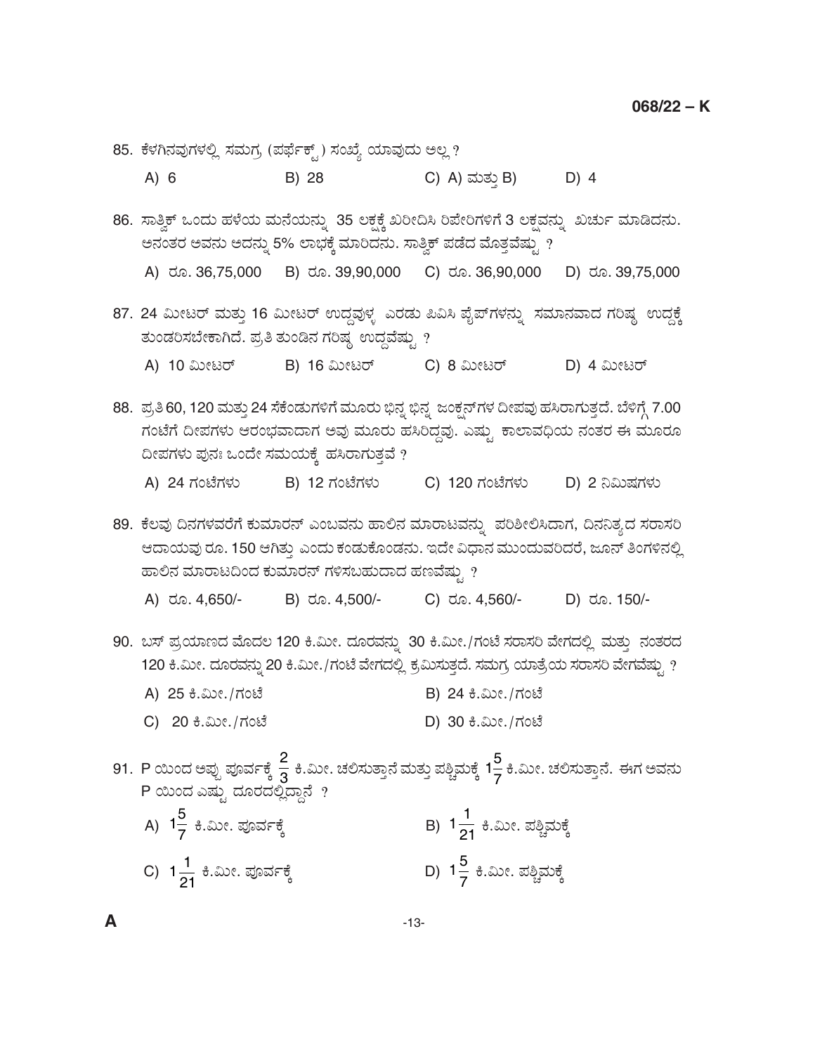85. ಕೆಳಗಿನವುಗಳಲ್ಲಿ ಸಮಗ್ರ (ಪರ್ಫೆಕ್ಟ್) ಸಂಖ್ಯೆ ಯಾವುದು ಅಲ್ಲ ?

A) 6 B) 28 C) A) ಮತ್ತು B) D) 4

86. ಸಾತ್ವಿಕ್ ಒಂದು ಹಳೆಯ ಮನೆಯನ್ನು 35 ಲಕ್ಷಕ್ಕೆ ಖರೀದಿಸಿ ರಿಪೇರಿಗಳಿಗೆ 3 ಲಕ್ಷವನ್ನು ಖರ್ಚು ಮಾಡಿದನು. ಅನಂತರ ಅವನು ಅದನ್ನು 5% ಲಾಭಕ್ಕೆ ಮಾರಿದನು. ಸಾತ್ವಿಕ್ ಪಡೆದ ಮೊತ್ತವೆಷ್ಟು ?

A) ರೂ. 36,75,000 B) ರೂ. 39,90,000 C) ರೂ. 36,90,000 D) ರೂ. 39,75,000

87. 24 ಮೀಟರ್ ಮತ್ತು 16 ಮೀಟರ್ ಉದ್ದವುಳ್ಳ ಎರಡು ಪಿವಿಸಿ ಪೈಪ್‌ಗಳನ್ನು ಸಮಾನವಾದ ಗರಿಷ್ಠ ಉದ್ದಕ್ಕೆ ತುಂಡರಿಸಬೇಕಾಗಿದೆ. ಪ್ರತಿ ತುಂಡಿನ ಗರಿಷ್ಠ ಉದ್ದವೆಷ್ಟು ?

A) 10 ಮೀಟರ್ B) 16 ಮೀಟರ್ C) 8 ಮೀಟರ್ D) 4 ಮೀಟರ್

88. ಪ್ರತಿ 60, 120 ಮತ್ತು 24 ಸೆಕೆಂಡುಗಳಿಗೆ ಮೂರು ಭಿನ್ನ ಭಿನ್ನ ಜಂಕ್ಷನ್‌ಗಳ ದೀಪವು ಹಸಿರಾಗುತ್ತದೆ. ಬೆಳಿಗ್ಗೆ 7.00 ಗಂಟೆಗೆ ದೀಪಗಳು ಆರಂಭವಾದಾಗ ಅವು ಮೂರು ಹಸಿರಿದ್ದವು. ಎಷ್ಟು ಕಾಲಾವಧಿಯ ನಂತರ ಈ ಮೂರೂ ದೀಪಗಳು ಪುನಃ ಒಂದೇ ಸಮಯಕ್ಕೆ ಹಸಿರಾಗುತ್ತವೆ ?

A) 24 ಗಂಟೆಗಳು B) 12 ಗಂಟೆಗಳು C) 120 ಗಂಟೆಗಳು D) 2 ನಿಮಿಷಗಳು

89. ಕೆಲವು ದಿನಗಳವರೆಗೆ ಕುಮಾರನ್ ಎಂಬವನು ಹಾಲಿನ ಮಾರಾಟವನ್ನು ಪರಿಶೀಲಿಸಿದಾಗ, ದಿನನಿತ್ಯದ ಸರಾಸರಿ ಆದಾಯವು ರೂ. 150 ಆಗಿತ್ತು ಎಂದು ಕಂಡುಕೊಂಡನು. ಇದೇ ವಿಧಾನ ಮುಂದುವರಿದರೆ, ಜೂನ್ ತಿಂಗಳಿನಲ್ಲಿ ಹಾಲಿನ ಮಾರಾಟದಿಂದ ಕುಮಾರನ್ ಗಳಿಸಬಹುದಾದ ಹಣವೆಷ್ಟು ?

A) ರೂ. 4,650/- B) ರೂ. 4,500/- C) ರೂ. 4,560/- D) ರೂ. 150/-

90. ಬಸ್ ಪ್ರಯಾಣದ ಮೊದಲ 120 ಕಿ.ಮೀ. ದೂರವನ್ನು 30 ಕಿ.ಮೀ./ಗಂಟೆ ಸರಾಸರಿ ವೇಗದಲ್ಲಿ ಮತ್ತು ನಂತರದ 120 ಕಿ.ಮೀ. ದೂರವನ್ನು 20 ಕಿ.ಮೀ./ಗಂಟೆ ವೇಗದಲ್ಲಿ ಕ್ರಮಿಸುತ್ತದೆ. ಸಮಗ್ರ ಯಾತ್ರೆಯ ಸರಾಸರಿ ವೇಗವೆಷ್ಟು ?

A) 25 ಕಿ.ಮೀ./ಗಂಟೆ B) 24 ಕಿ.ಮೀ./ಗಂಟೆ

C) 20 ಕಿ.ಮೀ./ಗಂಟೆ D) 30 ಕಿ.ಮೀ./ಗಂಟೆ

91. P ಯಿಂದ ಅಪ್ಪು ಪೂರ್ವಕ್ಕೆ $\frac{2}{3}$ ಕಿ.ಮೀ. ಚಲಿಸುತ್ತಾನೆ ಮತ್ತು ಪಶ್ಚಿಮಕ್ಕೆ $1\frac{5}{7}$ ಕಿ.ಮೀ. ಚಲಿಸುತ್ತಾನೆ. ಈಗ ಅವನು P ಯಿಂದ ಎಷ್ಟು ದೂರದಲ್ಲಿದ್ದಾನೆ ?

A) $1\frac{5}{7}$ ಕಿ.ಮೀ. ಪೂರ್ವಕ್ಕೆ B) $1\frac{1}{21}$ ಕಿ.ಮೀ. ಪಶ್ಚಿಮಕ್ಕೆ

C) $1\frac{1}{21}$ ಕಿ.ಮೀ. ಪೂರ್ವಕ್ಕೆ D) $1\frac{5}{7}$ ಕಿ.ಮೀ. ಪಶ್ಚಿಮಕ್ಕೆ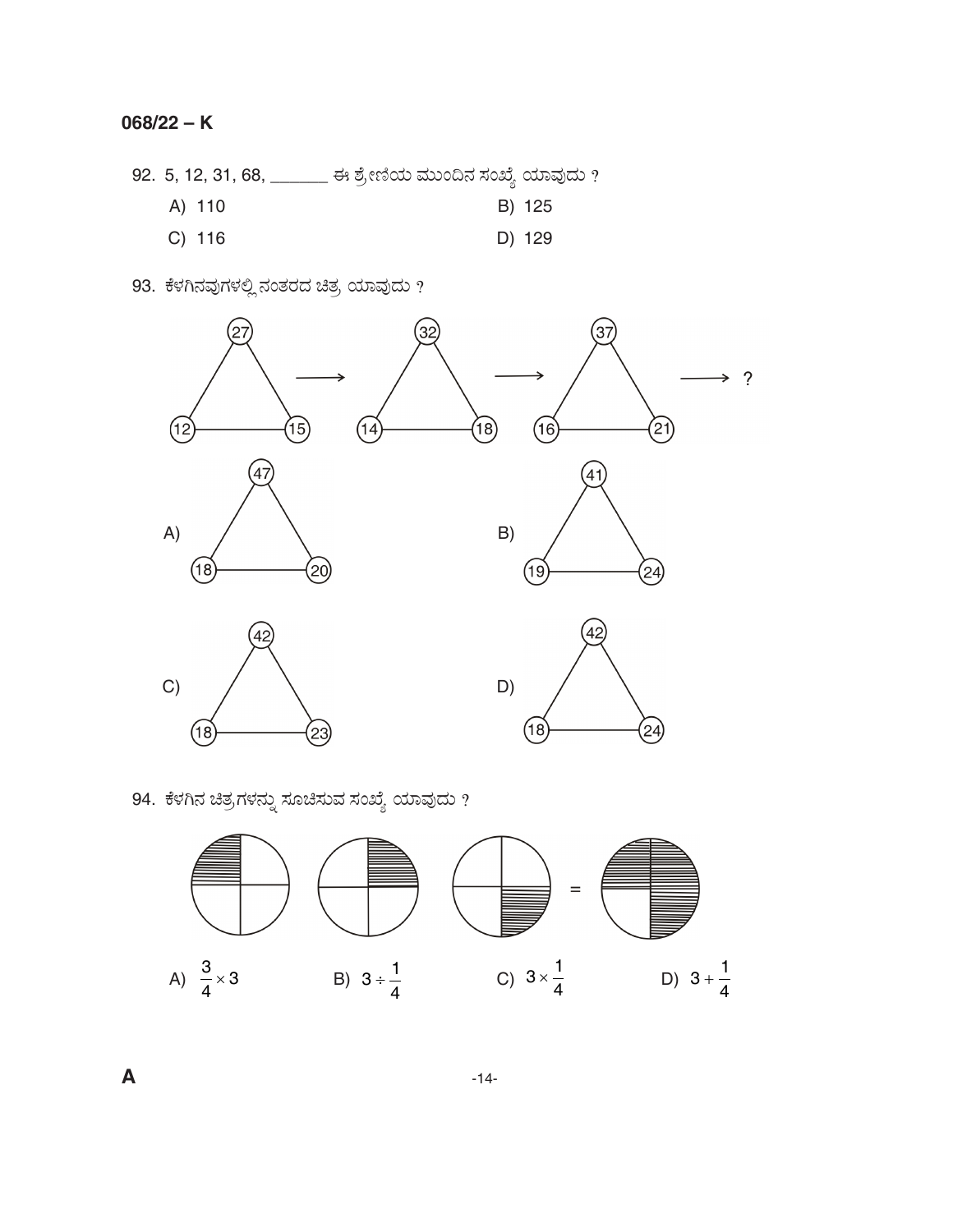92. 5, 12, 31, 68, _______ ಈ ಶ್ರೇಣಿಯ ಮುಂದಿನ ಸಂಖ್ಯೆ ಯಾವುದು ?

A) 110

B) 125

C) 116

D) 129

93. ಕೆಳಗಿನವುಗಳಲ್ಲಿ ನಂತರದ ಚಿತ್ರ ಯಾವುದು ?

Triangle 1: top 27, bottom-left 12, bottom-right 15 → Triangle 2: top 32, bottom-left 14, bottom-right 18 → Triangle 3: top 37, bottom-left 16, bottom-right 21 → ?

A) top 47, bottom-left 18, bottom-right 20

B) top 41, bottom-left 19, bottom-right 24

C) top 42, bottom-left 18, bottom-right 23

D) top 42, bottom-left 18, bottom-right 24

94. ಕೆಳಗಿನ ಚಿತ್ರಗಳನ್ನು ಸೂಚಿಸುವ ಸಂಖ್ಯೆ ಯಾವುದು ?

(Three circles, each divided into four quarters with one quarter shaded) = (One circle divided into four quarters with three quarters shaded)

A) $\frac{3}{4} \times 3$

B) $3 \div \frac{1}{4}$

C) $3 \times \frac{1}{4}$

D) $3 + \frac{1}{4}$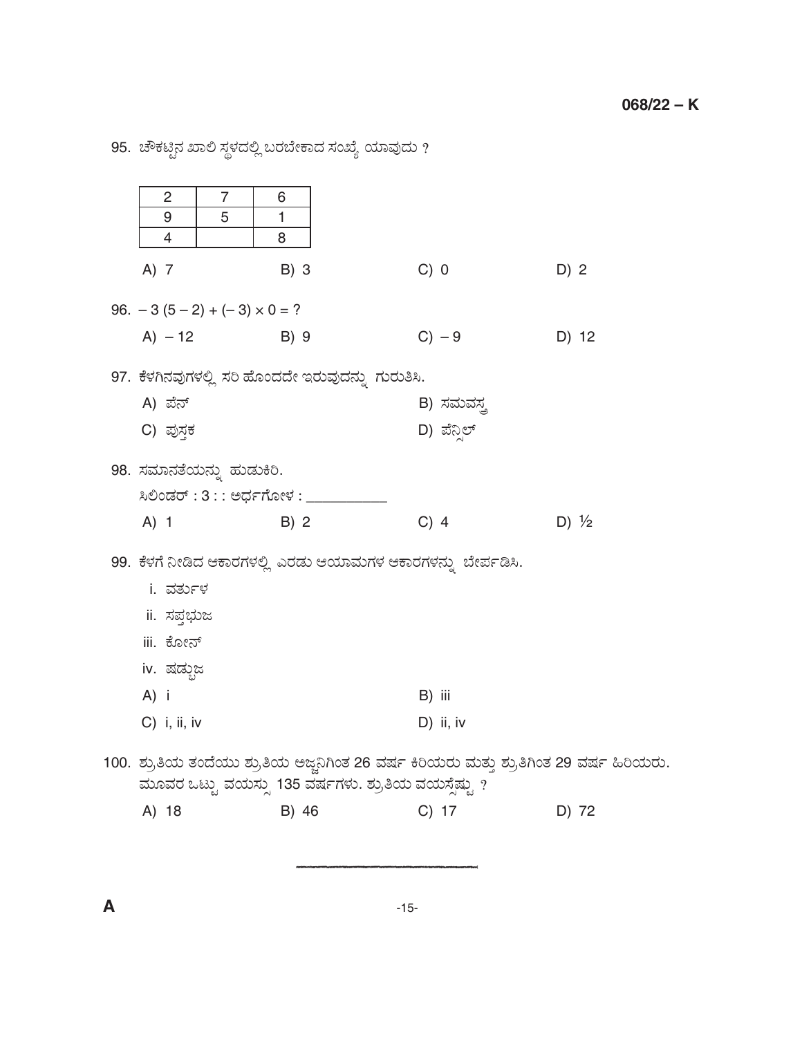95. ಚೌಕಟ್ಟಿನ ಖಾಲಿ ಸ್ಥಳದಲ್ಲಿ ಬರಬೇಕಾದ ಸಂಖ್ಯೆ ಯಾವುದು ?

| 2 | 7 | 6 |
|---|---|---|
| 9 | 5 | 1 |
| 4 |  | 8 |

A) 7 B) 3 C) 0 D) 2

96. $-3(5-2) + (-3) \times 0 = ?$

A) $-12$ B) 9 C) $-9$ D) 12

97. ಕೆಳಗಿನವುಗಳಲ್ಲಿ ಸರಿ ಹೊಂದದೇ ಇರುವುದನ್ನು ಗುರುತಿಸಿ.

A) ಪೆನ್
B) ಸಮವಸ್ತ್ರ
C) ಪುಸ್ತಕ
D) ಪೆನ್ಸಿಲ್

98. ಸಮಾನತೆಯನ್ನು ಹುಡುಕಿರಿ.

ಸಿಲಿಂಡರ್ : 3 : : ಅರ್ಧಗೋಳ : ___________

A) 1 B) 2 C) 4 D) ½

99. ಕೆಳಗೆ ನೀಡಿದ ಆಕಾರಗಳಲ್ಲಿ ಎರಡು ಆಯಾಮಗಳ ಆಕಾರಗಳನ್ನು ಬೇರ್ಪಡಿಸಿ.

i. ವರ್ತುಳ
ii. ಸಪ್ತಭುಜ
iii. ಕೋನ್
iv. ಷಡ್ಭುಜ

A) i
B) iii
C) i, ii, iv
D) ii, iv

100. ಶ್ರುತಿಯ ತಂದೆಯು ಶ್ರುತಿಯ ಅಜ್ಜನಿಗಿಂತ 26 ವರ್ಷ ಕಿರಿಯರು ಮತ್ತು ಶ್ರುತಿಗಿಂತ 29 ವರ್ಷ ಹಿರಿಯರು. ಮೂವರ ಒಟ್ಟು ವಯಸ್ಸು 135 ವರ್ಷಗಳು. ಶ್ರುತಿಯ ವಯಸ್ಸೆಷ್ಟು ?

A) 18 B) 46 C) 17 D) 72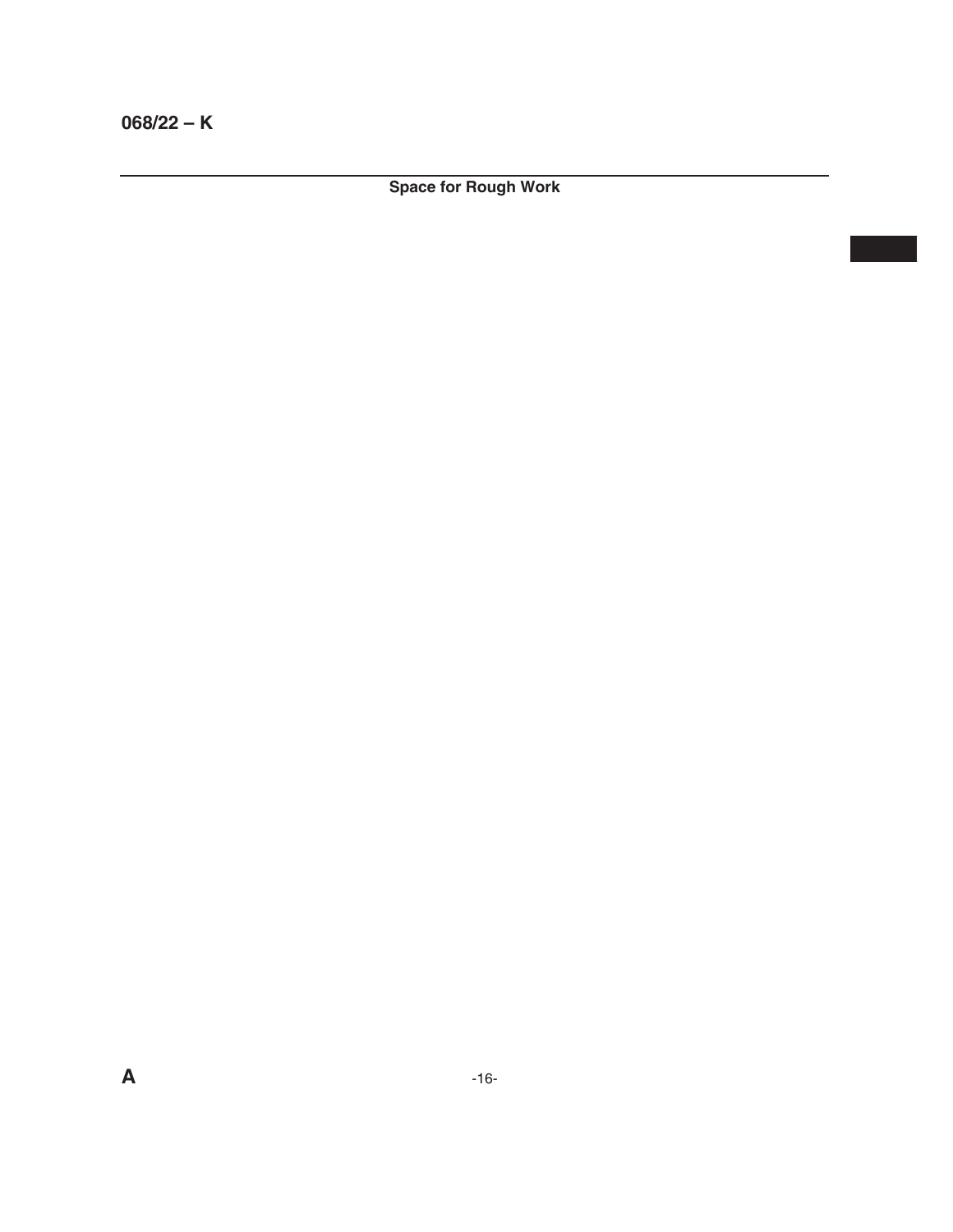Space for Rough Work